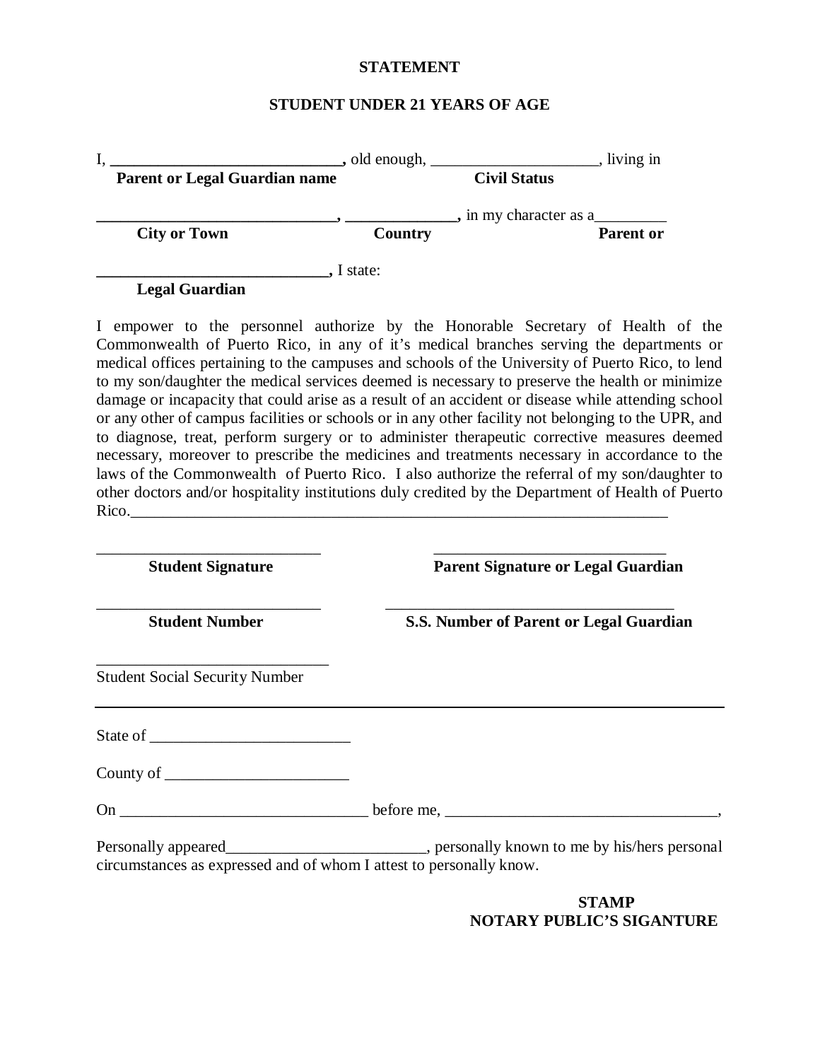**STATEMENT**

**STUDENT UNDER 21 YEARS OF AGE**

I, **____________________________,** old enough, ____________________, living in
**Parent or Legal Guardian name** **Civil Status**

**_____________________________, _____________,** in my character as a_________
**City or Town** **Country** **Parent or**

**____________________________,** I state:
**Legal Guardian**

I empower to the personnel authorize by the Honorable Secretary of Health of the Commonwealth of Puerto Rico, in any of it's medical branches serving the departments or medical offices pertaining to the campuses and schools of the University of Puerto Rico, to lend to my son/daughter the medical services deemed is necessary to preserve the health or minimize damage or incapacity that could arise as a result of an accident or disease while attending school or any other of campus facilities or schools or in any other facility not belonging to the UPR, and to diagnose, treat, perform surgery or to administer therapeutic corrective measures deemed necessary, moreover to prescribe the medicines and treatments necessary in accordance to the laws of the Commonwealth of Puerto Rico. I also authorize the referral of my son/daughter to other doctors and/or hospitality institutions duly credited by the Department of Health of Puerto Rico._______________________________________________________________________

___________________________ ___________________________
**Student Signature** **Parent Signature or Legal Guardian**

___________________________ ___________________________________
**Student Number** **S.S. Number of Parent or Legal Guardian**

____________________________
Student Social Security Number

---

State of ________________________

County of ______________________

On ______________________________ before me, _________________________________,

Personally appeared________________________, personally known to me by his/hers personal circumstances as expressed and of whom I attest to personally know.

**STAMP**
**NOTARY PUBLIC'S SIGANTURE**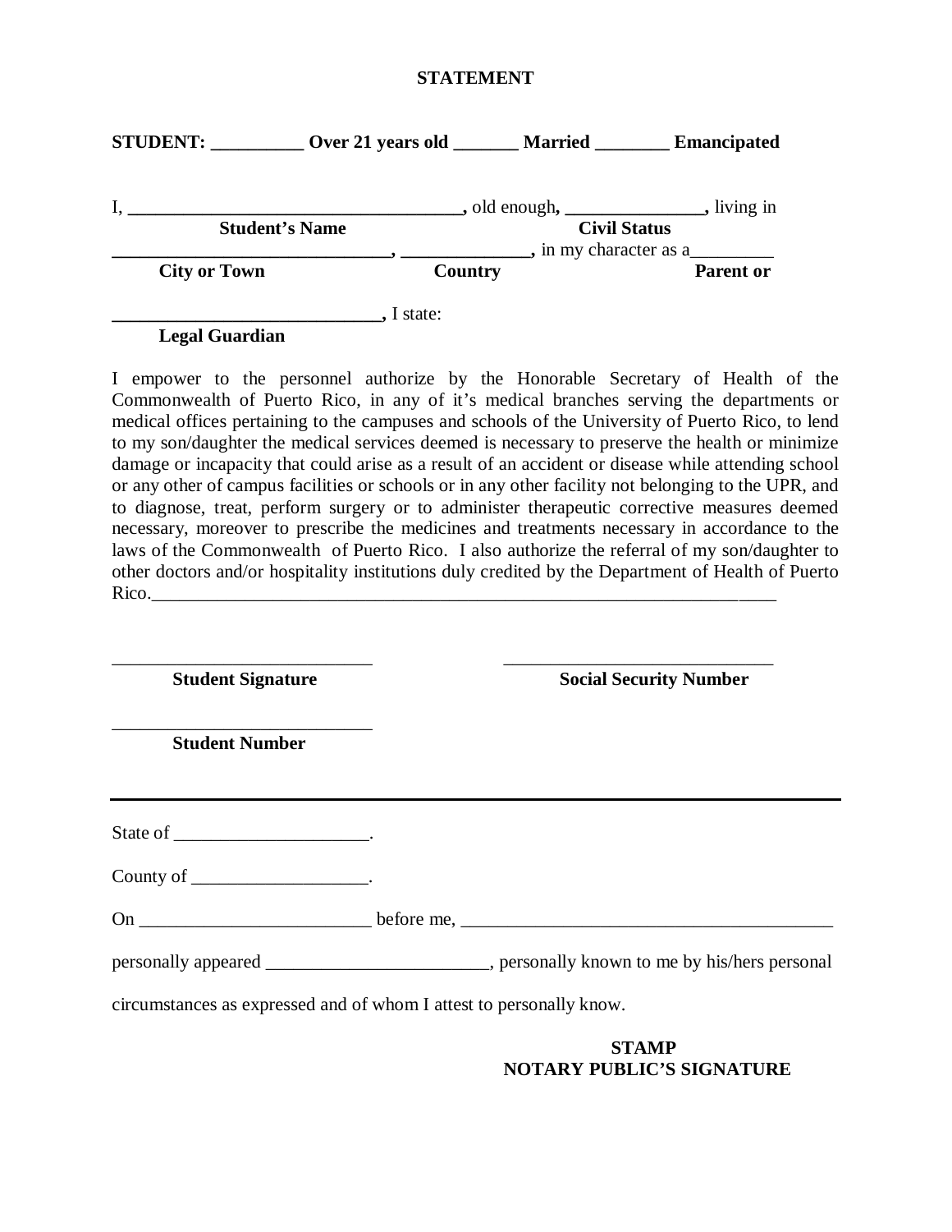# STATEMENT

**STUDENT: __________ Over 21 years old _______ Married ________ Emancipated**

I, ___________________________________, old enough, _______________, living in
**Student's Name** **Civil Status**
_____________________________, ______________, in my character as a_________
**City or Town** **Country** **Parent or**

____________________________, I state:
**Legal Guardian**

I empower to the personnel authorize by the Honorable Secretary of Health of the Commonwealth of Puerto Rico, in any of it's medical branches serving the departments or medical offices pertaining to the campuses and schools of the University of Puerto Rico, to lend to my son/daughter the medical services deemed is necessary to preserve the health or minimize damage or incapacity that could arise as a result of an accident or disease while attending school or any other of campus facilities or schools or in any other facility not belonging to the UPR, and to diagnose, treat, perform surgery or to administer therapeutic corrective measures deemed necessary, moreover to prescribe the medicines and treatments necessary in accordance to the laws of the Commonwealth of Puerto Rico. I also authorize the referral of my son/daughter to other doctors and/or hospitality institutions duly credited by the Department of Health of Puerto Rico.____________________________________________________________________

____________________________ ____________________________
**Student Signature** **Social Security Number**

____________________________
**Student Number**

---

State of _____________________.

County of ___________________.

On _________________________ before me, _________________________________________

personally appeared ________________________, personally known to me by his/hers personal

circumstances as expressed and of whom I attest to personally know.

**STAMP**
**NOTARY PUBLIC'S SIGNATURE**